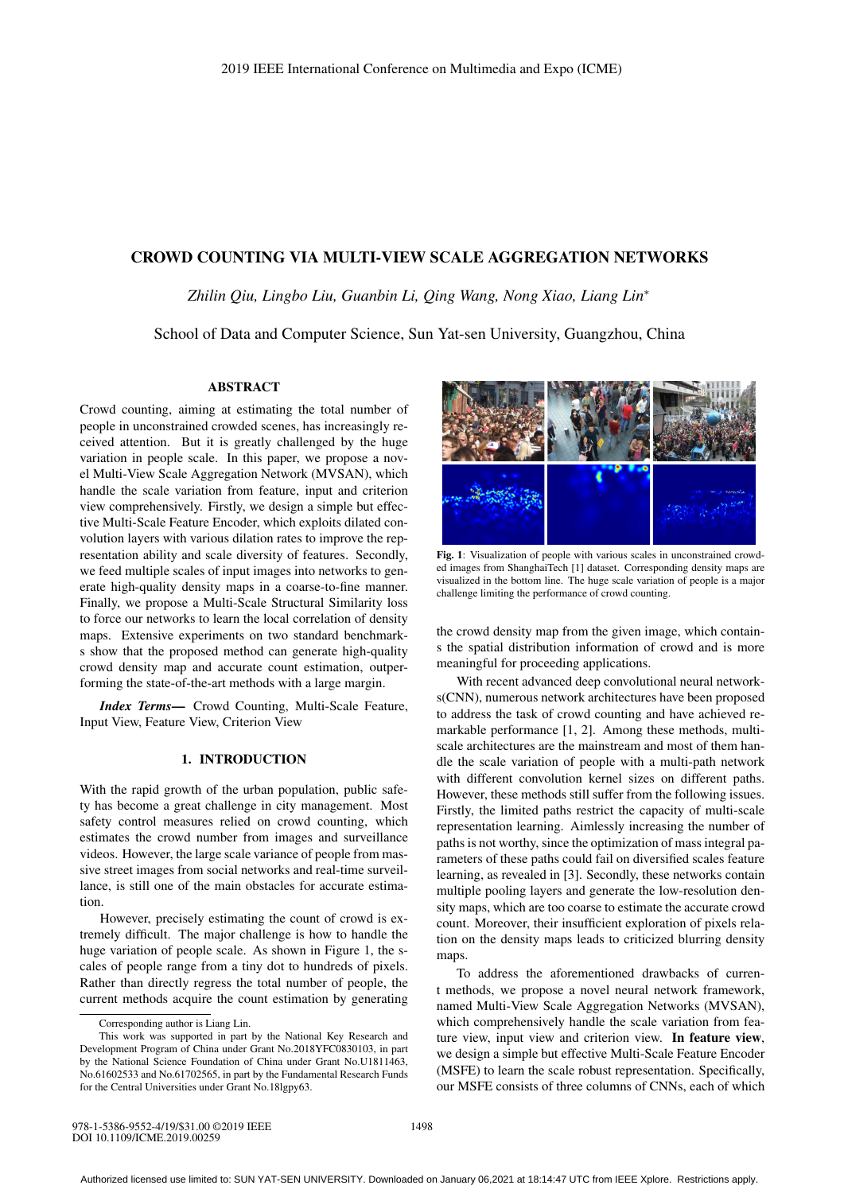# CROWD COUNTING VIA MULTI-VIEW SCALE AGGREGATION NETWORKS

*Zhilin Qiu, Lingbo Liu, Guanbin Li, Qing Wang, Nong Xiao, Liang Lin**

School of Data and Computer Science, Sun Yat-sen University, Guangzhou, China

## ABSTRACT

Crowd counting, aiming at estimating the total number of people in unconstrained crowded scenes, has increasingly received attention. But it is greatly challenged by the huge variation in people scale. In this paper, we propose a novel Multi-View Scale Aggregation Network (MVSAN), which handle the scale variation from feature, input and criterion view comprehensively. Firstly, we design a simple but effective Multi-Scale Feature Encoder, which exploits dilated convolution layers with various dilation rates to improve the representation ability and scale diversity of features. Secondly, we feed multiple scales of input images into networks to generate high-quality density maps in a coarse-to-fine manner. Finally, we propose a Multi-Scale Structural Similarity loss to force our networks to learn the local correlation of density maps. Extensive experiments on two standard benchmarks show that the proposed method can generate high-quality crowd density map and accurate count estimation, outperforming the state-of-the-art methods with a large margin.

***Index Terms*—** Crowd Counting, Multi-Scale Feature, Input View, Feature View, Criterion View

## 1. INTRODUCTION

With the rapid growth of the urban population, public safety has become a great challenge in city management. Most safety control measures relied on crowd counting, which estimates the crowd number from images and surveillance videos. However, the large scale variance of people from massive street images from social networks and real-time surveillance, is still one of the main obstacles for accurate estimation.

However, precisely estimating the count of crowd is extremely difficult. The major challenge is how to handle the huge variation of people scale. As shown in Figure 1, the scales of people range from a tiny dot to hundreds of pixels. Rather than directly regress the total number of people, the current methods acquire the count estimation by generating the crowd density map from the given image, which contains the spatial distribution information of crowd and is more meaningful for proceeding applications.

**Fig. 1**: Visualization of people with various scales in unconstrained crowded images from ShanghaiTech [1] dataset. Corresponding density maps are visualized in the bottom line. The huge scale variation of people is a major challenge limiting the performance of crowd counting.

With recent advanced deep convolutional neural networks(CNN), numerous network architectures have been proposed to address the task of crowd counting and have achieved remarkable performance [1, 2]. Among these methods, multi-scale architectures are the mainstream and most of them handle the scale variation of people with a multi-path network with different convolution kernel sizes on different paths. However, these methods still suffer from the following issues. Firstly, the limited paths restrict the capacity of multi-scale representation learning. Aimlessly increasing the number of paths is not worthy, since the optimization of mass integral parameters of these paths could fail on diversified scales feature learning, as revealed in [3]. Secondly, these networks contain multiple pooling layers and generate the low-resolution density maps, which are too coarse to estimate the accurate crowd count. Moreover, their insufficient exploration of pixels relation on the density maps leads to criticized blurring density maps.

To address the aforementioned drawbacks of current methods, we propose a novel neural network framework, named Multi-View Scale Aggregation Networks (MVSAN), which comprehensively handle the scale variation from feature view, input view and criterion view. **In feature view**, we design a simple but effective Multi-Scale Feature Encoder (MSFE) to learn the scale robust representation. Specifically, our MSFE consists of three columns of CNNs, each of which

---

Corresponding author is Liang Lin.

This work was supported in part by the National Key Research and Development Program of China under Grant No.2018YFC0830103, in part by the National Science Foundation of China under Grant No.U1811463, No.61602533 and No.61702565, in part by the Fundamental Research Funds for the Central Universities under Grant No.18lgpy63.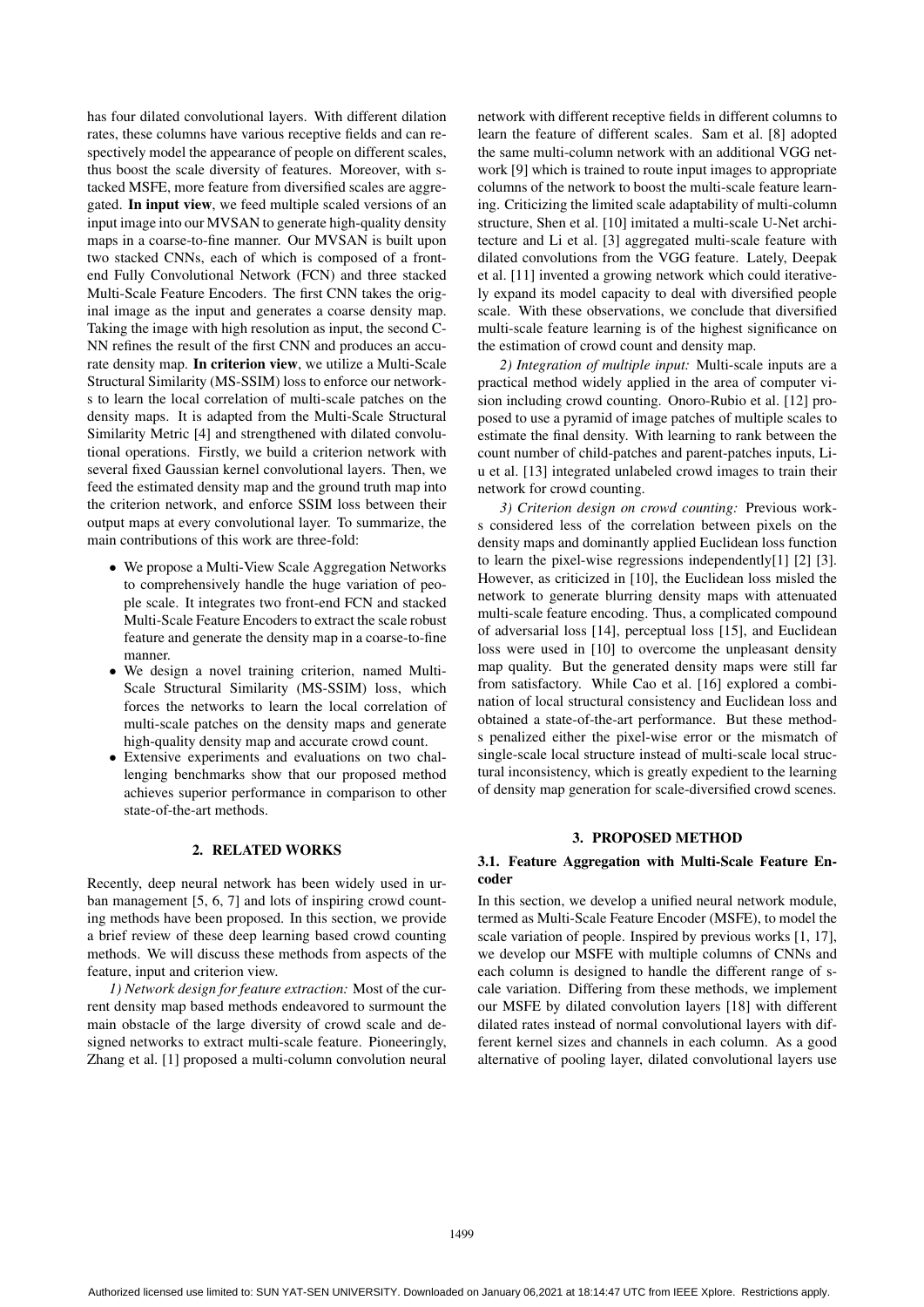has four dilated convolutional layers. With different dilation rates, these columns have various receptive fields and can respectively model the appearance of people on different scales, thus boost the scale diversity of features. Moreover, with stacked MSFE, more feature from diversified scales are aggregated. **In input view**, we feed multiple scaled versions of an input image into our MVSAN to generate high-quality density maps in a coarse-to-fine manner. Our MVSAN is built upon two stacked CNNs, each of which is composed of a front-end Fully Convolutional Network (FCN) and three stacked Multi-Scale Feature Encoders. The first CNN takes the original image as the input and generates a coarse density map. Taking the image with high resolution as input, the second CNN refines the result of the first CNN and produces an accurate density map. **In criterion view**, we utilize a Multi-Scale Structural Similarity (MS-SSIM) loss to enforce our networks to learn the local correlation of multi-scale patches on the density maps. It is adapted from the Multi-Scale Structural Similarity Metric [4] and strengthened with dilated convolutional operations. Firstly, we build a criterion network with several fixed Gaussian kernel convolutional layers. Then, we feed the estimated density map and the ground truth map into the criterion network, and enforce SSIM loss between their output maps at every convolutional layer. To summarize, the main contributions of this work are three-fold:

- We propose a Multi-View Scale Aggregation Networks to comprehensively handle the huge variation of people scale. It integrates two front-end FCN and stacked Multi-Scale Feature Encoders to extract the scale robust feature and generate the density map in a coarse-to-fine manner.
- We design a novel training criterion, named Multi-Scale Structural Similarity (MS-SSIM) loss, which forces the networks to learn the local correlation of multi-scale patches on the density maps and generate high-quality density map and accurate crowd count.
- Extensive experiments and evaluations on two challenging benchmarks show that our proposed method achieves superior performance in comparison to other state-of-the-art methods.

## 2. RELATED WORKS

Recently, deep neural network has been widely used in urban management [5, 6, 7] and lots of inspiring crowd counting methods have been proposed. In this section, we provide a brief review of these deep learning based crowd counting methods. We will discuss these methods from aspects of the feature, input and criterion view.

*1) Network design for feature extraction:* Most of the current density map based methods endeavored to surmount the main obstacle of the large diversity of crowd scale and designed networks to extract multi-scale feature. Pioneeringly, Zhang et al. [1] proposed a multi-column convolution neural network with different receptive fields in different columns to learn the feature of different scales. Sam et al. [8] adopted the same multi-column network with an additional VGG network [9] which is trained to route input images to appropriate columns of the network to boost the multi-scale feature learning. Criticizing the limited scale adaptability of multi-column structure, Shen et al. [10] imitated a multi-scale U-Net architecture and Li et al. [3] aggregated multi-scale feature with dilated convolutions from the VGG feature. Lately, Deepak et al. [11] invented a growing network which could iteratively expand its model capacity to deal with diversified people scale. With these observations, we conclude that diversified multi-scale feature learning is of the highest significance on the estimation of crowd count and density map.

*2) Integration of multiple input:* Multi-scale inputs are a practical method widely applied in the area of computer vision including crowd counting. Onoro-Rubio et al. [12] proposed to use a pyramid of image patches of multiple scales to estimate the final density. With learning to rank between the count number of child-patches and parent-patches inputs, Liu et al. [13] integrated unlabeled crowd images to train their network for crowd counting.

*3) Criterion design on crowd counting:* Previous works considered less of the correlation between pixels on the density maps and dominantly applied Euclidean loss function to learn the pixel-wise regressions independently[1] [2] [3]. However, as criticized in [10], the Euclidean loss misled the network to generate blurring density maps with attenuated multi-scale feature encoding. Thus, a complicated compound of adversarial loss [14], perceptual loss [15], and Euclidean loss were used in [10] to overcome the unpleasant density map quality. But the generated density maps were still far from satisfactory. While Cao et al. [16] explored a combination of local structural consistency and Euclidean loss and obtained a state-of-the-art performance. But these methods penalized either the pixel-wise error or the mismatch of single-scale local structure instead of multi-scale local structural inconsistency, which is greatly expedient to the learning of density map generation for scale-diversified crowd scenes.

## 3. PROPOSED METHOD

### 3.1. Feature Aggregation with Multi-Scale Feature Encoder

In this section, we develop a unified neural network module, termed as Multi-Scale Feature Encoder (MSFE), to model the scale variation of people. Inspired by previous works [1, 17], we develop our MSFE with multiple columns of CNNs and each column is designed to handle the different range of scale variation. Differing from these methods, we implement our MSFE by dilated convolution layers [18] with different dilated rates instead of normal convolutional layers with different kernel sizes and channels in each column. As a good alternative of pooling layer, dilated convolutional layers use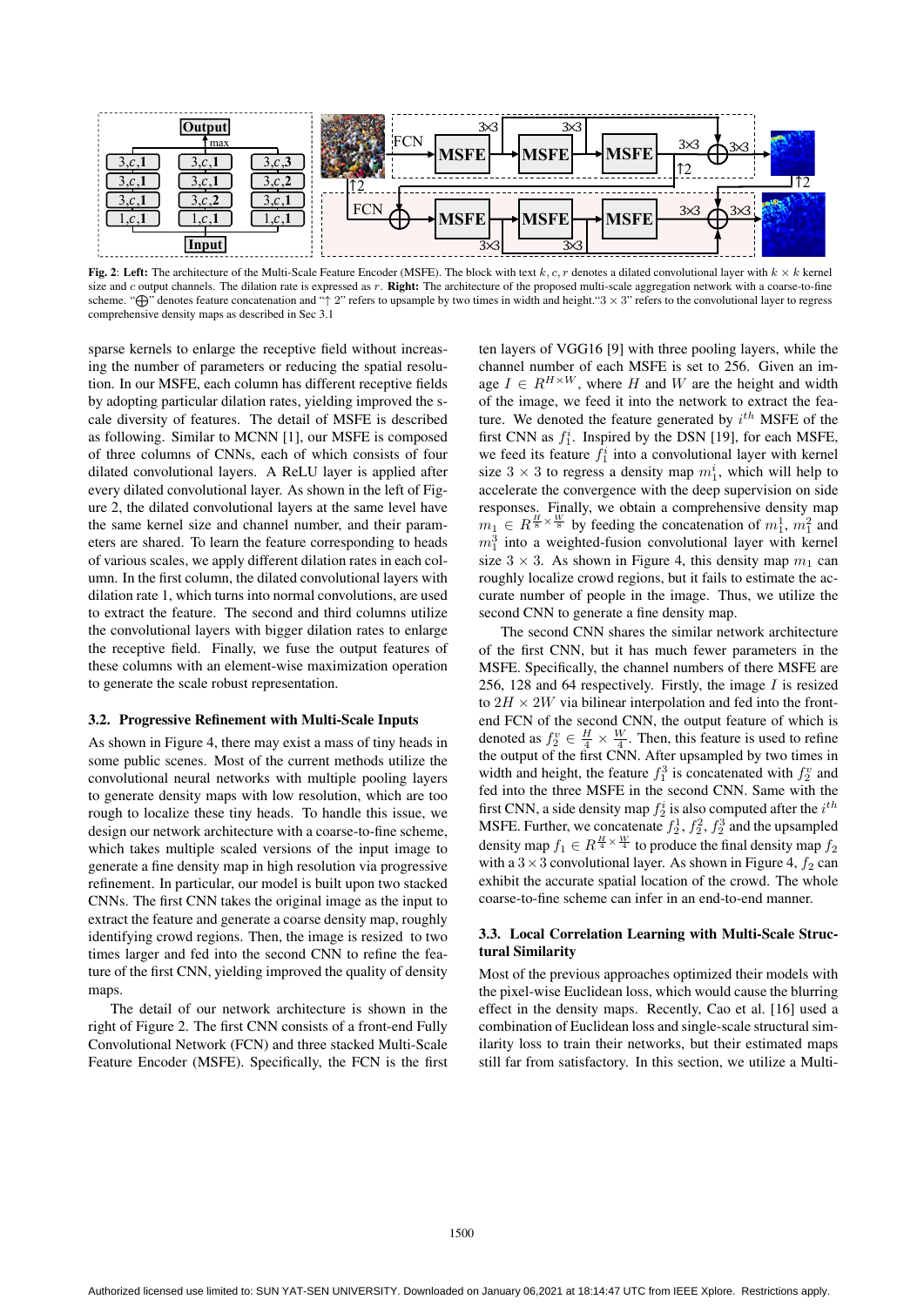**Fig. 2**: **Left:** The architecture of the Multi-Scale Feature Encoder (MSFE). The block with text $k, c, r$ denotes a dilated convolutional layer with $k \times k$ kernel size and $c$ output channels. The dilation rate is expressed as $r$. **Right:** The architecture of the proposed multi-scale aggregation network with a coarse-to-fine scheme. "$\bigoplus$" denotes feature concatenation and "$\uparrow 2$" refers to upsample by two times in width and height."$3 \times 3$" refers to the convolutional layer to regress comprehensive density maps as described in Sec 3.1

sparse kernels to enlarge the receptive field without increasing the number of parameters or reducing the spatial resolution. In our MSFE, each column has different receptive fields by adopting particular dilation rates, yielding improved the scale diversity of features. The detail of MSFE is described as following. Similar to MCNN [1], our MSFE is composed of three columns of CNNs, each of which consists of four dilated convolutional layers. A ReLU layer is applied after every dilated convolutional layer. As shown in the left of Figure 2, the dilated convolutional layers at the same level have the same kernel size and channel number, and their parameters are shared. To learn the feature corresponding to heads of various scales, we apply different dilation rates in each column. In the first column, the dilated convolutional layers with dilation rate 1, which turns into normal convolutions, are used to extract the feature. The second and third columns utilize the convolutional layers with bigger dilation rates to enlarge the receptive field. Finally, we fuse the output features of these columns with an element-wise maximization operation to generate the scale robust representation.

### 3.2. Progressive Refinement with Multi-Scale Inputs

As shown in Figure 4, there may exist a mass of tiny heads in some public scenes. Most of the current methods utilize the convolutional neural networks with multiple pooling layers to generate density maps with low resolution, which are too rough to localize these tiny heads. To handle this issue, we design our network architecture with a coarse-to-fine scheme, which takes multiple scaled versions of the input image to generate a fine density map in high resolution via progressive refinement. In particular, our model is built upon two stacked CNNs. The first CNN takes the original image as the input to extract the feature and generate a coarse density map, roughly identifying crowd regions. Then, the image is resized to two times larger and fed into the second CNN to refine the feature of the first CNN, yielding improved the quality of density maps.

The detail of our network architecture is shown in the right of Figure 2. The first CNN consists of a front-end Fully Convolutional Network (FCN) and three stacked Multi-Scale Feature Encoder (MSFE). Specifically, the FCN is the first ten layers of VGG16 [9] with three pooling layers, while the channel number of each MSFE is set to 256. Given an image $I \in R^{H \times W}$, where $H$ and $W$ are the height and width of the image, we feed it into the network to extract the feature. We denoted the feature generated by $i^{th}$ MSFE of the first CNN as $f_1^i$. Inspired by the DSN [19], for each MSFE, we feed its feature $f_1^i$ into a convolutional layer with kernel size $3 \times 3$ to regress a density map $m_1^i$, which will help to accelerate the convergence with the deep supervision on side responses. Finally, we obtain a comprehensive density map $m_1 \in R^{\frac{H}{8} \times \frac{W}{8}}$ by feeding the concatenation of $m_1^1$, $m_1^2$ and $m_1^3$ into a weighted-fusion convolutional layer with kernel size $3 \times 3$. As shown in Figure 4, this density map $m_1$ can roughly localize crowd regions, but it fails to estimate the accurate number of people in the image. Thus, we utilize the second CNN to generate a fine density map.

The second CNN shares the similar network architecture of the first CNN, but it has much fewer parameters in the MSFE. Specifically, the channel numbers of there MSFE are 256, 128 and 64 respectively. Firstly, the image $I$ is resized to $2H \times 2W$ via bilinear interpolation and fed into the front-end FCN of the second CNN, the output feature of which is denoted as $f_2^v \in \frac{H}{4} \times \frac{W}{4}$. Then, this feature is used to refine the output of the first CNN. After upsampled by two times in width and height, the feature $f_1^3$ is concatenated with $f_2^v$ and fed into the three MSFE in the second CNN. Same with the first CNN, a side density map $f_2^i$ is also computed after the $i^{th}$ MSFE. Further, we concatenate $f_2^1$, $f_2^2$, $f_2^3$ and the upsampled density map $f_1 \in R^{\frac{H}{4} \times \frac{W}{4}}$ to produce the final density map $f_2$ with a $3 \times 3$ convolutional layer. As shown in Figure 4, $f_2$ can exhibit the accurate spatial location of the crowd. The whole coarse-to-fine scheme can infer in an end-to-end manner.

### 3.3. Local Correlation Learning with Multi-Scale Structural Similarity

Most of the previous approaches optimized their models with the pixel-wise Euclidean loss, which would cause the blurring effect in the density maps. Recently, Cao et al. [16] used a combination of Euclidean loss and single-scale structural similarity loss to train their networks, but their estimated maps still far from satisfactory. In this section, we utilize a Multi-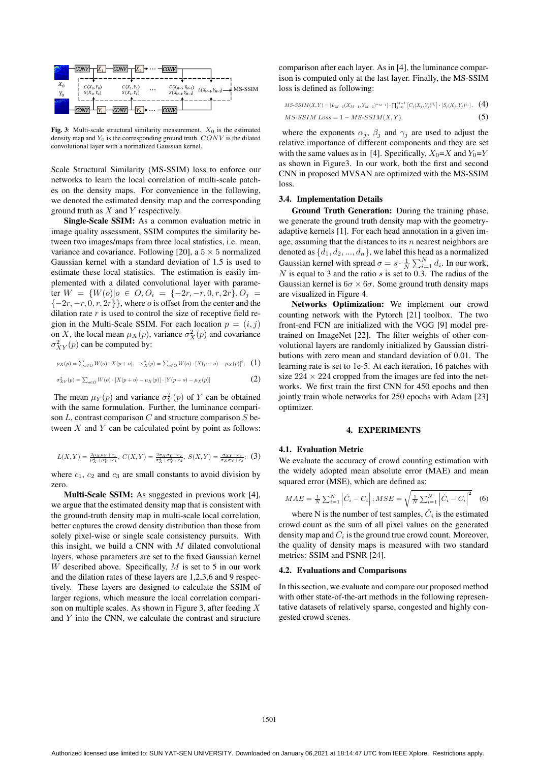**Fig. 3**: Multi-scale structural similarity measurement. $X_0$ is the estimated density map and $Y_0$ is the corresponding ground truth. $CONV$ is the dilated convolutional layer with a normalized Gaussian kernel.

Scale Structural Similarity (MS-SSIM) loss to enforce our networks to learn the local correlation of multi-scale patches on the density maps. For convenience in the following, we denoted the estimated density map and the corresponding ground truth as $X$ and $Y$ respectively.

**Single-Scale SSIM:** As a common evaluation metric in image quality assessment, SSIM computes the similarity between two images/maps from three local statistics, i.e. mean, variance and covariance. Following [20], a $5 \times 5$ normalized Gaussian kernel with a standard deviation of 1.5 is used to estimate these local statistics. The estimation is easily implemented with a dilated convolutional layer with parameter $W = \{W(o)|o \in O, O_i = \{-2r, -r, 0, r, 2r\}, O_j = \{-2r, -r, 0, r, 2r\}\}$, where $o$ is offset from the center and the dilation rate $r$ is used to control the size of receptive field region in the Multi-Scale SSIM. For each location $p = (i, j)$ on $X$, the local mean $\mu_X(p)$, variance $\sigma_X^2(p)$ and covariance $\sigma_{XY}^2(p)$ can be computed by:

$$\mu_X(p) = \sum_{o \in O} W(o) \cdot X(p+o), \quad \sigma_X^2(p) = \sum_{o \in O} W(o) \cdot [X(p+o) - \mu_X(p)]^2, \quad (1)$$

$$\sigma_{XY}^2(p) = \sum_{o \in O} W(o) \cdot [X(p+o) - \mu_X(p)] \cdot [Y(p+o) - \mu_Y(p)] \quad (2)$$

The mean $\mu_Y(p)$ and variance $\sigma_Y^2(p)$ of $Y$ can be obtained with the same formulation. Further, the luminance comparison $L$, contrast comparison $C$ and structure comparison $S$ between $X$ and $Y$ can be calculated point by point as follows:

$$L(X,Y) = \frac{2\mu_X \mu_Y + c_1}{\mu_X^2 + \mu_Y^2 + c_1}, \; C(X,Y) = \frac{2\sigma_X \sigma_Y + c_2}{\sigma_X^2 + \sigma_Y^2 + c_2}, \; S(X,Y) = \frac{\sigma_{XY} + c_3}{\sigma_X \sigma_Y + c_3}; \quad (3)$$

where $c_1$, $c_2$ and $c_3$ are small constants to avoid division by zero.

**Multi-Scale SSIM:** As suggested in previous work [4], we argue that the estimated density map that is consistent with the ground-truth density map in multi-scale local correlation, better captures the crowd density distribution than those from solely pixel-wise or single scale consistency pursuits. With this insight, we build a CNN with $M$ dilated convolutional layers, whose parameters are set to the fixed Gaussian kernel $W$ described above. Specifically, $M$ is set to 5 in our work and the dilation rates of these layers are 1,2,3,6 and 9 respectively. These layers are designed to calculate the SSIM of larger regions, which measure the local correlation comparison on multiple scales. As shown in Figure 3, after feeding $X$ and $Y$ into the CNN, we calculate the contrast and structure comparison after each layer. As in [4], the luminance comparison is computed only at the last layer. Finally, the MS-SSIM loss is defined as following:

$$MS\text{-}SSIM(X,Y) = [L_{M-1}(X_{M-1}, Y_{M-1})^{\alpha_{M-1}}] \cdot \prod_{j=0}^{M-1} [C_j(X_j, Y_j)^{\beta_j}] \cdot [S_j(X_j, Y_j)^{\gamma_j}], \quad (4)$$

$$MS\text{-}SSIM\ Loss = 1 - MS\text{-}SSIM(X,Y), \quad (5)$$

where the exponents $\alpha_j$, $\beta_j$ and $\gamma_j$ are used to adjust the relative importance of different components and they are set with the same values as in [4]. Specifically, $X_0$=$X$ and $Y_0$=$Y$ as shown in Figure3. In our work, both the first and second CNN in proposed MVSAN are optimized with the MS-SSIM loss.

### 3.4. Implementation Details

**Ground Truth Generation:** During the training phase, we generate the ground truth density map with the geometry-adaptive kernels [1]. For each head annotation in a given image, assuming that the distances to its $n$ nearest neighbors are denoted as $\{d_1, d_2, ..., d_n\}$, we label this head as a normalized Gaussian kernel with spread $\sigma = s \cdot \frac{1}{N}\sum_{i=1}^{N} d_i$. In our work, $N$ is equal to 3 and the ratio $s$ is set to 0.3. The radius of the Gaussian kernel is $6\sigma \times 6\sigma$. Some ground truth density maps are visualized in Figure 4.

**Networks Optimization:** We implement our crowd counting network with the Pytorch [21] toolbox. The two front-end FCN are initialized with the VGG [9] model pretrained on ImageNet [22]. The filter weights of other convolutional layers are randomly initialized by Gaussian distributions with zero mean and standard deviation of 0.01. The learning rate is set to 1e-5. At each iteration, 16 patches with size $224 \times 224$ cropped from the images are fed into the networks. We first train the first CNN for 450 epochs and then jointly train whole networks for 250 epochs with Adam [23] optimizer.

## 4. EXPERIMENTS

### 4.1. Evaluation Metric

We evaluate the accuracy of crowd counting estimation with the widely adopted mean absolute error (MAE) and mean squared error (MSE), which are defined as:

$$MAE = \frac{1}{N}\sum_{i=1}^{N}\left|\hat{C}_i - C_i\right|; MSE = \sqrt{\frac{1}{N}\sum_{i=1}^{N}\left|\hat{C}_i - C_i\right|^2} \quad (6)$$

where N is the number of test samples, $\hat{C}_i$ is the estimated crowd count as the sum of all pixel values on the generated density map and $C_i$ is the ground true crowd count. Moreover, the quality of density maps is measured with two standard metrics: SSIM and PSNR [24].

### 4.2. Evaluations and Comparisons

In this section, we evaluate and compare our proposed method with other state-of-the-art methods in the following representative datasets of relatively sparse, congested and highly congested crowd scenes.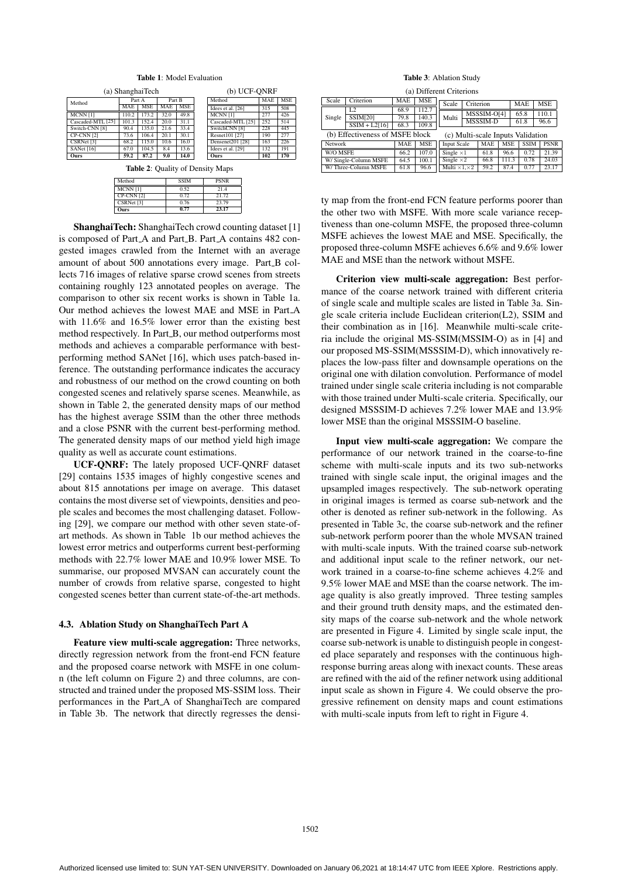**Table 1**: Model Evaluation

(a) ShanghaiTech

| Method | Part A | | Part B | |
|---|---|---|---|---|
| | MAE | MSE | MAE | MSE |
| MCNN [1] | 110.2 | 173.2 | 32.0 | 49.8 |
| Cascaded-MTL [25] | 101.3 | 152.4 | 20.0 | 31.1 |
| Switch-CNN [8] | 90.4 | 135.0 | 21.6 | 33.4 |
| CP-CNN [2] | 73.6 | 106.4 | 20.1 | 30.1 |
| CSRNet [3] | 68.2 | 115.0 | 10.6 | 16.0 |
| SANet [16] | 67.0 | 104.5 | 8.4 | 13.6 |
| **Ours** | **59.2** | **87.2** | 9.0 | 14.0 |

(b) UCF-QNRF

| Method | MAE | MSE |
|---|---|---|
| Idees et al. [26] | 315 | 508 |
| MCNN [1] | 277 | 426 |
| Cascaded-MTL [25] | 252 | 514 |
| SwitchCNN [8] | 228 | 445 |
| Resnet101 [27] | 190 | 277 |
| Densenet201 [28] | 163 | 226 |
| Idees et al. [29] | 132 | 191 |
| **Ours** | **102** | **170** |

**Table 2**: Quality of Density Maps

| Method | SSIM | PSNR |
|---|---|---|
| MCNN [1] | 0.52 | 21.4 |
| CP-CNN [2] | 0.72 | 21.72 |
| CSRNet [3] | 0.76 | 23.79 |
| **Ours** | **0.77** | **23.17** |

**ShanghaiTech:** ShanghaiTech crowd counting dataset [1] is composed of Part_A and Part_B. Part_A contains 482 congested images crawled from the Internet with an average amount of about 500 annotations every image. Part_B collects 716 images of relative sparse crowd scenes from streets containing roughly 123 annotated peoples on average. The comparison to other six recent works is shown in Table 1a. Our method achieves the lowest MAE and MSE in Part_A with 11.6% and 16.5% lower error than the existing best method respectively. In Part_B, our method outperforms most methods and achieves a comparable performance with best-performing method SANet [16], which uses patch-based inference. The outstanding performance indicates the accuracy and robustness of our method on the crowd counting on both congested scenes and relatively sparse scenes. Meanwhile, as shown in Table 2, the generated density maps of our method has the highest average SSIM than the other three methods and a close PSNR with the current best-performing method. The generated density maps of our method yield high image quality as well as accurate count estimations.

**UCF-QNRF:** The lately proposed UCF-QNRF dataset [29] contains 1535 images of highly congestive scenes and about 815 annotations per image on average. This dataset contains the most diverse set of viewpoints, densities and people scales and becomes the most challenging dataset. Following [29], we compare our method with other seven state-of-art methods. As shown in Table 1b our method achieves the lowest error metrics and outperforms current best-performing methods with 22.7% lower MAE and 10.9% lower MSE. To summarise, our proposed MVSAN can accurately count the number of crowds from relative sparse, congested to hight congested scenes better than current state-of-the-art methods.

### 4.3. Ablation Study on ShanghaiTech Part A

**Feature view multi-scale aggregation:** Three networks, directly regression network from the front-end FCN feature and the proposed coarse network with MSFE in one column (the left column on Figure 2) and three columns, are constructed and trained under the proposed MS-SSIM loss. Their performances in the Part_A of ShanghaiTech are compared in Table 3b. The network that directly regresses the density map from the front-end FCN feature performs poorer than the other two with MSFE. With more scale variance receptiveness than one-column MSFE, the proposed three-column MSFE achieves the lowest MAE and MSE. Specifically, the proposed three-column MSFE achieves 6.6% and 9.6% lower MAE and MSE than the network without MSFE.

**Table 3**: Ablation Study

(a) Different Criterions

| Scale | Criterion | MAE | MSE |
|---|---|---|---|
| Single | L2 | 68.9 | 112.7 |
| | SSIM[20] | 79.8 | 140.3 |
| | SSIM + L2[16] | 68.3 | 109.8 |
| Multi | MSSSIM-O[4] | 65.8 | 110.1 |
| | MSSSIM-D | 61.8 | 96.6 |

(b) Effectiveness of MSFE block

| Network | MAE | MSE |
|---|---|---|
| W/O MSFE | 66.2 | 107.0 |
| W/ Single-Column MSFE | 64.5 | 100.1 |
| W/ Three-Column MSFE | 61.8 | 96.6 |

(c) Multi-scale Inputs Validation

| Input Scale | MAE | MSE | SSIM | PSNR |
|---|---|---|---|---|
| Single $\times 1$ | 61.8 | 96.6 | 0.72 | 21.39 |
| Single $\times 2$ | 66.8 | 111.3 | 0.78 | 24.03 |
| Multi $\times 1, \times 2$ | 59.2 | 87.4 | 0.77 | 23.17 |

**Criterion view multi-scale aggregation:** Best performance of the coarse network trained with different criteria of single scale and multiple scales are listed in Table 3a. Single scale criteria include Euclidean criterion(L2), SSIM and their combination as in [16]. Meanwhile multi-scale criteria include the original MS-SSIM(MSSIM-O) as in [4] and our proposed MS-SSIM(MSSSIM-D), which innovatively replaces the low-pass filter and downsample operations on the original one with dilation convolution. Performance of model trained under single scale criteria including is not comparable with those trained under Multi-scale criteria. Specifically, our designed MSSSIM-D achieves 7.2% lower MAE and 13.9% lower MSE than the original MSSSIM-O baseline.

**Input view multi-scale aggregation:** We compare the performance of our network trained in the coarse-to-fine scheme with multi-scale inputs and its two sub-networks trained with single scale input, the original images and the upsampled images respectively. The sub-network operating in original images is termed as coarse sub-network and the other is denoted as refiner sub-network in the following. As presented in Table 3c, the coarse sub-network and the refiner sub-network perform poorer than the whole MVSAN trained with multi-scale inputs. With the trained coarse sub-network and additional input scale to the refiner network, our network trained in a coarse-to-fine scheme achieves 4.2% and 9.5% lower MAE and MSE than the coarse network. The image quality is also greatly improved. Three testing samples and their ground truth density maps, and the estimated density maps of the coarse sub-network and the whole network are presented in Figure 4. Limited by single scale input, the coarse sub-network is unable to distinguish people in congested place separately and responses with the continuous high-response burring areas along with inexact counts. These areas are refined with the aid of the refiner network using additional input scale as shown in Figure 4. We could observe the progressive refinement on density maps and count estimations with multi-scale inputs from left to right in Figure 4.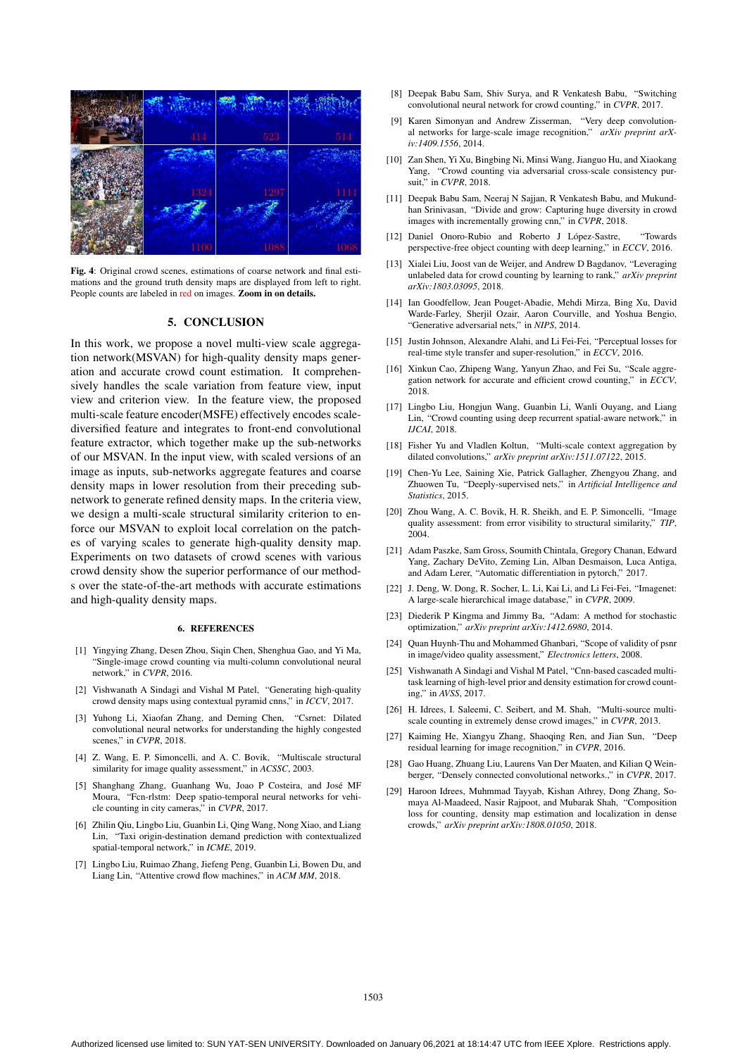414 523 514
1324 1297 1111
1100 1088 1068

**Fig. 4**: Original crowd scenes, estimations of coarse network and final estimations and the ground truth density maps are displayed from left to right. People counts are labeled in red on images. **Zoom in on details.**

## 5. CONCLUSION

In this work, we propose a novel multi-view scale aggregation network(MSVAN) for high-quality density maps generation and accurate crowd count estimation. It comprehensively handles the scale variation from feature view, input view and criterion view. In the feature view, the proposed multi-scale feature encoder(MSFE) effectively encodes scale-diversified feature and integrates to front-end convolutional feature extractor, which together make up the sub-networks of our MSVAN. In the input view, with scaled versions of an image as inputs, sub-networks aggregate features and coarse density maps in lower resolution from their preceding sub-network to generate refined density maps. In the criteria view, we design a multi-scale structural similarity criterion to enforce our MSVAN to exploit local correlation on the patches of varying scales to generate high-quality density map. Experiments on two datasets of crowd scenes with various crowd density show the superior performance of our methods over the state-of-the-art methods with accurate estimations and high-quality density maps.

## 6. REFERENCES

[1] Yingying Zhang, Desen Zhou, Siqin Chen, Shenghua Gao, and Yi Ma, "Single-image crowd counting via multi-column convolutional neural network," in *CVPR*, 2016.

[2] Vishwanath A Sindagi and Vishal M Patel, "Generating high-quality crowd density maps using contextual pyramid cnns," in *ICCV*, 2017.

[3] Yuhong Li, Xiaofan Zhang, and Deming Chen, "Csrnet: Dilated convolutional neural networks for understanding the highly congested scenes," in *CVPR*, 2018.

[4] Z. Wang, E. P. Simoncelli, and A. C. Bovik, "Multiscale structural similarity for image quality assessment," in *ACSSC*, 2003.

[5] Shanghang Zhang, Guanhang Wu, Joao P Costeira, and José MF Moura, "Fcn-rlstm: Deep spatio-temporal neural networks for vehicle counting in city cameras," in *CVPR*, 2017.

[6] Zhilin Qiu, Lingbo Liu, Guanbin Li, Qing Wang, Nong Xiao, and Liang Lin, "Taxi origin-destination demand prediction with contextualized spatial-temporal network," in *ICME*, 2019.

[7] Lingbo Liu, Ruimao Zhang, Jiefeng Peng, Guanbin Li, Bowen Du, and Liang Lin, "Attentive crowd flow machines," in *ACM MM*, 2018.

[8] Deepak Babu Sam, Shiv Surya, and R Venkatesh Babu, "Switching convolutional neural network for crowd counting," in *CVPR*, 2017.

[9] Karen Simonyan and Andrew Zisserman, "Very deep convolutional networks for large-scale image recognition," *arXiv preprint arXiv:1409.1556*, 2014.

[10] Zan Shen, Yi Xu, Bingbing Ni, Minsi Wang, Jianguo Hu, and Xiaokang Yang, "Crowd counting via adversarial cross-scale consistency pursuit," in *CVPR*, 2018.

[11] Deepak Babu Sam, Neeraj N Sajjan, R Venkatesh Babu, and Mukundhan Srinivasan, "Divide and grow: Capturing huge diversity in crowd images with incrementally growing cnn," in *CVPR*, 2018.

[12] Daniel Onoro-Rubio and Roberto J López-Sastre, "Towards perspective-free object counting with deep learning," in *ECCV*, 2016.

[13] Xialei Liu, Joost van de Weijer, and Andrew D Bagdanov, "Leveraging unlabeled data for crowd counting by learning to rank," *arXiv preprint arXiv:1803.03095*, 2018.

[14] Ian Goodfellow, Jean Pouget-Abadie, Mehdi Mirza, Bing Xu, David Warde-Farley, Sherjil Ozair, Aaron Courville, and Yoshua Bengio, "Generative adversarial nets," in *NIPS*, 2014.

[15] Justin Johnson, Alexandre Alahi, and Li Fei-Fei, "Perceptual losses for real-time style transfer and super-resolution," in *ECCV*, 2016.

[16] Xinkun Cao, Zhipeng Wang, Yanyun Zhao, and Fei Su, "Scale aggregation network for accurate and efficient crowd counting," in *ECCV*, 2018.

[17] Lingbo Liu, Hongjun Wang, Guanbin Li, Wanli Ouyang, and Liang Lin, "Crowd counting using deep recurrent spatial-aware network," in *IJCAI*, 2018.

[18] Fisher Yu and Vladlen Koltun, "Multi-scale context aggregation by dilated convolutions," *arXiv preprint arXiv:1511.07122*, 2015.

[19] Chen-Yu Lee, Saining Xie, Patrick Gallagher, Zhengyou Zhang, and Zhuowen Tu, "Deeply-supervised nets," in *Artificial Intelligence and Statistics*, 2015.

[20] Zhou Wang, A. C. Bovik, H. R. Sheikh, and E. P. Simoncelli, "Image quality assessment: from error visibility to structural similarity," *TIP*, 2004.

[21] Adam Paszke, Sam Gross, Soumith Chintala, Gregory Chanan, Edward Yang, Zachary DeVito, Zeming Lin, Alban Desmaison, Luca Antiga, and Adam Lerer, "Automatic differentiation in pytorch," 2017.

[22] J. Deng, W. Dong, R. Socher, L. Li, Kai Li, and Li Fei-Fei, "Imagenet: A large-scale hierarchical image database," in *CVPR*, 2009.

[23] Diederik P Kingma and Jimmy Ba, "Adam: A method for stochastic optimization," *arXiv preprint arXiv:1412.6980*, 2014.

[24] Quan Huynh-Thu and Mohammed Ghanbari, "Scope of validity of psnr in image/video quality assessment," *Electronics letters*, 2008.

[25] Vishwanath A Sindagi and Vishal M Patel, "Cnn-based cascaded multi-task learning of high-level prior and density estimation for crowd counting," in *AVSS*, 2017.

[26] H. Idrees, I. Saleemi, C. Seibert, and M. Shah, "Multi-source multi-scale counting in extremely dense crowd images," in *CVPR*, 2013.

[27] Kaiming He, Xiangyu Zhang, Shaoqing Ren, and Jian Sun, "Deep residual learning for image recognition," in *CVPR*, 2016.

[28] Gao Huang, Zhuang Liu, Laurens Van Der Maaten, and Kilian Q Weinberger, "Densely connected convolutional networks.," in *CVPR*, 2017.

[29] Haroon Idrees, Muhmmad Tayyab, Kishan Athrey, Dong Zhang, Somaya Al-Maadeed, Nasir Rajpoot, and Mubarak Shah, "Composition loss for counting, density map estimation and localization in dense crowds," *arXiv preprint arXiv:1808.01050*, 2018.